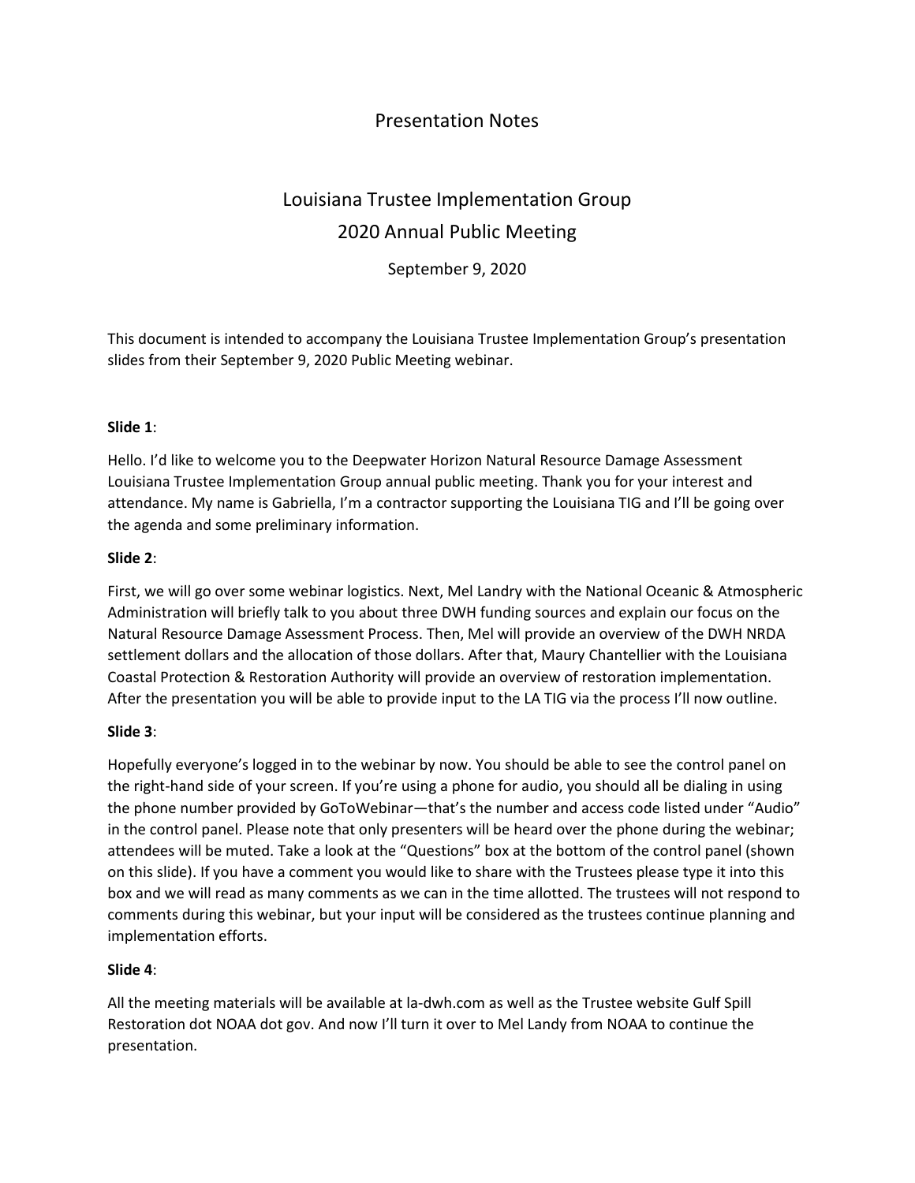# Presentation Notes

## Louisiana Trustee Implementation Group
## 2020 Annual Public Meeting

September 9, 2020

This document is intended to accompany the Louisiana Trustee Implementation Group's presentation slides from their September 9, 2020 Public Meeting webinar.

**Slide 1**:

Hello. I'd like to welcome you to the Deepwater Horizon Natural Resource Damage Assessment Louisiana Trustee Implementation Group annual public meeting. Thank you for your interest and attendance. My name is Gabriella, I'm a contractor supporting the Louisiana TIG and I'll be going over the agenda and some preliminary information.

**Slide 2**:

First, we will go over some webinar logistics. Next, Mel Landry with the National Oceanic & Atmospheric Administration will briefly talk to you about three DWH funding sources and explain our focus on the Natural Resource Damage Assessment Process. Then, Mel will provide an overview of the DWH NRDA settlement dollars and the allocation of those dollars. After that, Maury Chantellier with the Louisiana Coastal Protection & Restoration Authority will provide an overview of restoration implementation. After the presentation you will be able to provide input to the LA TIG via the process I'll now outline.

**Slide 3**:

Hopefully everyone's logged in to the webinar by now. You should be able to see the control panel on the right-hand side of your screen. If you're using a phone for audio, you should all be dialing in using the phone number provided by GoToWebinar—that's the number and access code listed under "Audio" in the control panel. Please note that only presenters will be heard over the phone during the webinar; attendees will be muted. Take a look at the "Questions" box at the bottom of the control panel (shown on this slide). If you have a comment you would like to share with the Trustees please type it into this box and we will read as many comments as we can in the time allotted. The trustees will not respond to comments during this webinar, but your input will be considered as the trustees continue planning and implementation efforts.

**Slide 4**:

All the meeting materials will be available at la-dwh.com as well as the Trustee website Gulf Spill Restoration dot NOAA dot gov. And now I'll turn it over to Mel Landy from NOAA to continue the presentation.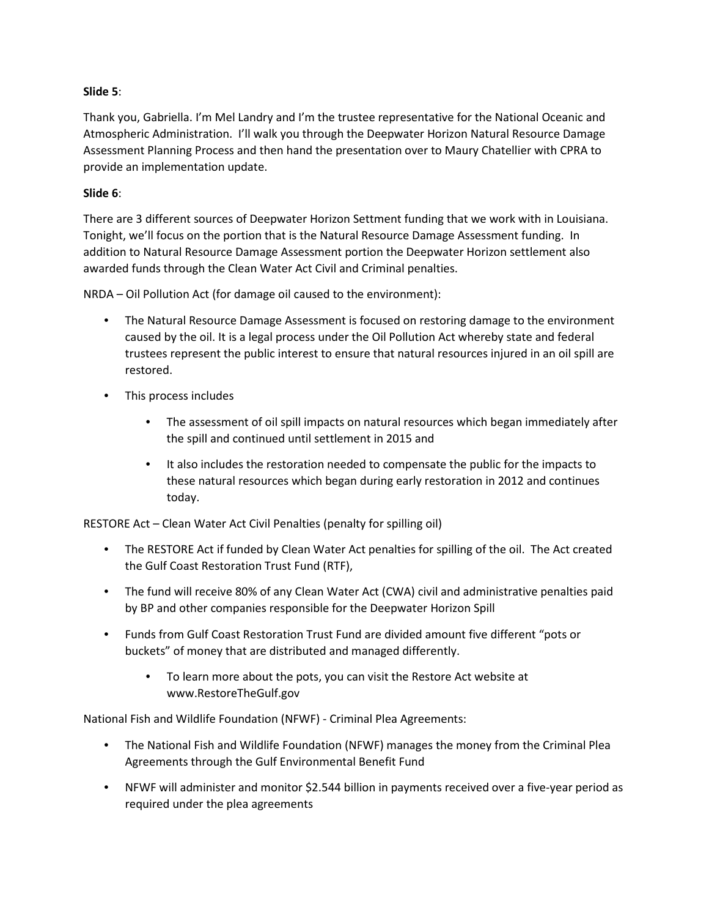**Slide 5**:

Thank you, Gabriella. I'm Mel Landry and I'm the trustee representative for the National Oceanic and Atmospheric Administration. I'll walk you through the Deepwater Horizon Natural Resource Damage Assessment Planning Process and then hand the presentation over to Maury Chatellier with CPRA to provide an implementation update.

**Slide 6**:

There are 3 different sources of Deepwater Horizon Settment funding that we work with in Louisiana. Tonight, we'll focus on the portion that is the Natural Resource Damage Assessment funding. In addition to Natural Resource Damage Assessment portion the Deepwater Horizon settlement also awarded funds through the Clean Water Act Civil and Criminal penalties.

NRDA – Oil Pollution Act (for damage oil caused to the environment):

- The Natural Resource Damage Assessment is focused on restoring damage to the environment caused by the oil. It is a legal process under the Oil Pollution Act whereby state and federal trustees represent the public interest to ensure that natural resources injured in an oil spill are restored.
- This process includes
    - The assessment of oil spill impacts on natural resources which began immediately after the spill and continued until settlement in 2015 and
    - It also includes the restoration needed to compensate the public for the impacts to these natural resources which began during early restoration in 2012 and continues today.

RESTORE Act – Clean Water Act Civil Penalties (penalty for spilling oil)

- The RESTORE Act if funded by Clean Water Act penalties for spilling of the oil. The Act created the Gulf Coast Restoration Trust Fund (RTF),
- The fund will receive 80% of any Clean Water Act (CWA) civil and administrative penalties paid by BP and other companies responsible for the Deepwater Horizon Spill
- Funds from Gulf Coast Restoration Trust Fund are divided amount five different "pots or buckets" of money that are distributed and managed differently.
    - To learn more about the pots, you can visit the Restore Act website at www.RestoreTheGulf.gov

National Fish and Wildlife Foundation (NFWF) - Criminal Plea Agreements:

- The National Fish and Wildlife Foundation (NFWF) manages the money from the Criminal Plea Agreements through the Gulf Environmental Benefit Fund
- NFWF will administer and monitor $2.544 billion in payments received over a five-year period as required under the plea agreements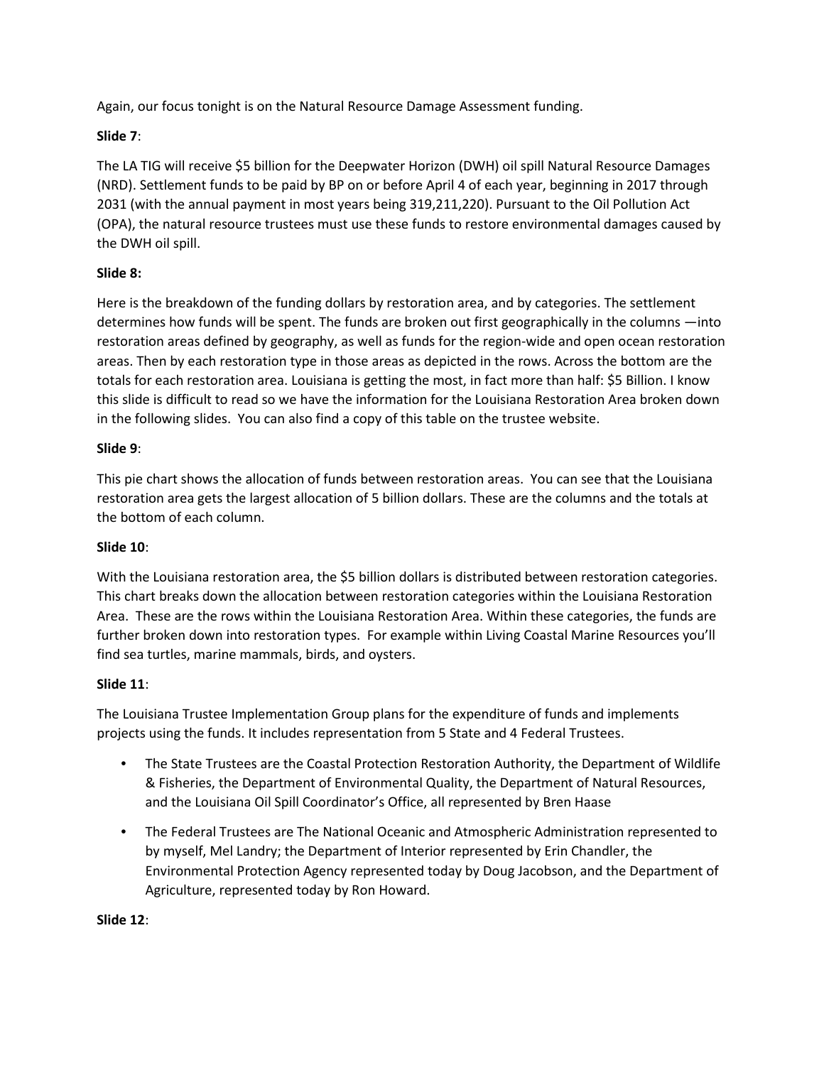Again, our focus tonight is on the Natural Resource Damage Assessment funding.

**Slide 7**:

The LA TIG will receive $5 billion for the Deepwater Horizon (DWH) oil spill Natural Resource Damages (NRD). Settlement funds to be paid by BP on or before April 4 of each year, beginning in 2017 through 2031 (with the annual payment in most years being 319,211,220). Pursuant to the Oil Pollution Act (OPA), the natural resource trustees must use these funds to restore environmental damages caused by the DWH oil spill.

**Slide 8:**

Here is the breakdown of the funding dollars by restoration area, and by categories. The settlement determines how funds will be spent. The funds are broken out first geographically in the columns —into restoration areas defined by geography, as well as funds for the region-wide and open ocean restoration areas. Then by each restoration type in those areas as depicted in the rows. Across the bottom are the totals for each restoration area. Louisiana is getting the most, in fact more than half: $5 Billion. I know this slide is difficult to read so we have the information for the Louisiana Restoration Area broken down in the following slides. You can also find a copy of this table on the trustee website.

**Slide 9**:

This pie chart shows the allocation of funds between restoration areas. You can see that the Louisiana restoration area gets the largest allocation of 5 billion dollars. These are the columns and the totals at the bottom of each column.

**Slide 10**:

With the Louisiana restoration area, the $5 billion dollars is distributed between restoration categories. This chart breaks down the allocation between restoration categories within the Louisiana Restoration Area. These are the rows within the Louisiana Restoration Area. Within these categories, the funds are further broken down into restoration types. For example within Living Coastal Marine Resources you'll find sea turtles, marine mammals, birds, and oysters.

**Slide 11**:

The Louisiana Trustee Implementation Group plans for the expenditure of funds and implements projects using the funds. It includes representation from 5 State and 4 Federal Trustees.

- The State Trustees are the Coastal Protection Restoration Authority, the Department of Wildlife & Fisheries, the Department of Environmental Quality, the Department of Natural Resources, and the Louisiana Oil Spill Coordinator's Office, all represented by Bren Haase
- The Federal Trustees are The National Oceanic and Atmospheric Administration represented to by myself, Mel Landry; the Department of Interior represented by Erin Chandler, the Environmental Protection Agency represented today by Doug Jacobson, and the Department of Agriculture, represented today by Ron Howard.

**Slide 12**: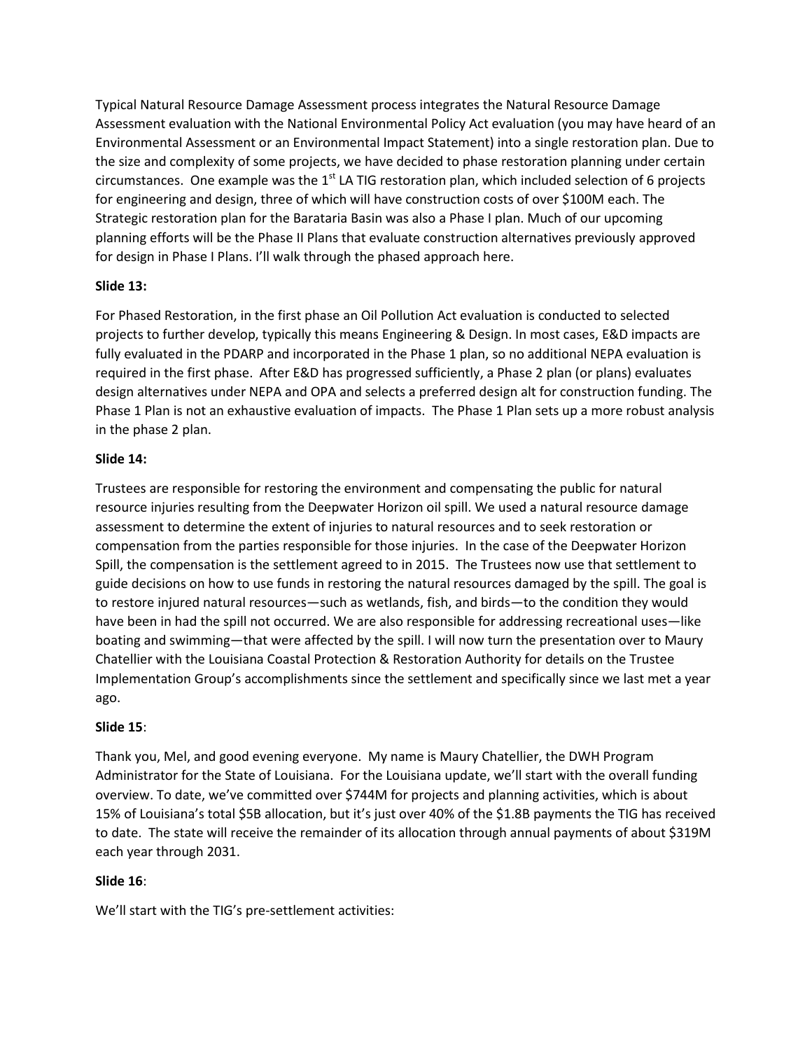Typical Natural Resource Damage Assessment process integrates the Natural Resource Damage Assessment evaluation with the National Environmental Policy Act evaluation (you may have heard of an Environmental Assessment or an Environmental Impact Statement) into a single restoration plan. Due to the size and complexity of some projects, we have decided to phase restoration planning under certain circumstances. One example was the 1st LA TIG restoration plan, which included selection of 6 projects for engineering and design, three of which will have construction costs of over $100M each. The Strategic restoration plan for the Barataria Basin was also a Phase I plan. Much of our upcoming planning efforts will be the Phase II Plans that evaluate construction alternatives previously approved for design in Phase I Plans. I'll walk through the phased approach here.

**Slide 13:**

For Phased Restoration, in the first phase an Oil Pollution Act evaluation is conducted to selected projects to further develop, typically this means Engineering & Design. In most cases, E&D impacts are fully evaluated in the PDARP and incorporated in the Phase 1 plan, so no additional NEPA evaluation is required in the first phase. After E&D has progressed sufficiently, a Phase 2 plan (or plans) evaluates design alternatives under NEPA and OPA and selects a preferred design alt for construction funding. The Phase 1 Plan is not an exhaustive evaluation of impacts. The Phase 1 Plan sets up a more robust analysis in the phase 2 plan.

**Slide 14:**

Trustees are responsible for restoring the environment and compensating the public for natural resource injuries resulting from the Deepwater Horizon oil spill. We used a natural resource damage assessment to determine the extent of injuries to natural resources and to seek restoration or compensation from the parties responsible for those injuries. In the case of the Deepwater Horizon Spill, the compensation is the settlement agreed to in 2015. The Trustees now use that settlement to guide decisions on how to use funds in restoring the natural resources damaged by the spill. The goal is to restore injured natural resources—such as wetlands, fish, and birds—to the condition they would have been in had the spill not occurred. We are also responsible for addressing recreational uses—like boating and swimming—that were affected by the spill. I will now turn the presentation over to Maury Chatellier with the Louisiana Coastal Protection & Restoration Authority for details on the Trustee Implementation Group's accomplishments since the settlement and specifically since we last met a year ago.

**Slide 15**:

Thank you, Mel, and good evening everyone. My name is Maury Chatellier, the DWH Program Administrator for the State of Louisiana. For the Louisiana update, we'll start with the overall funding overview. To date, we've committed over $744M for projects and planning activities, which is about 15% of Louisiana's total $5B allocation, but it's just over 40% of the $1.8B payments the TIG has received to date. The state will receive the remainder of its allocation through annual payments of about $319M each year through 2031.

**Slide 16**:

We'll start with the TIG's pre-settlement activities: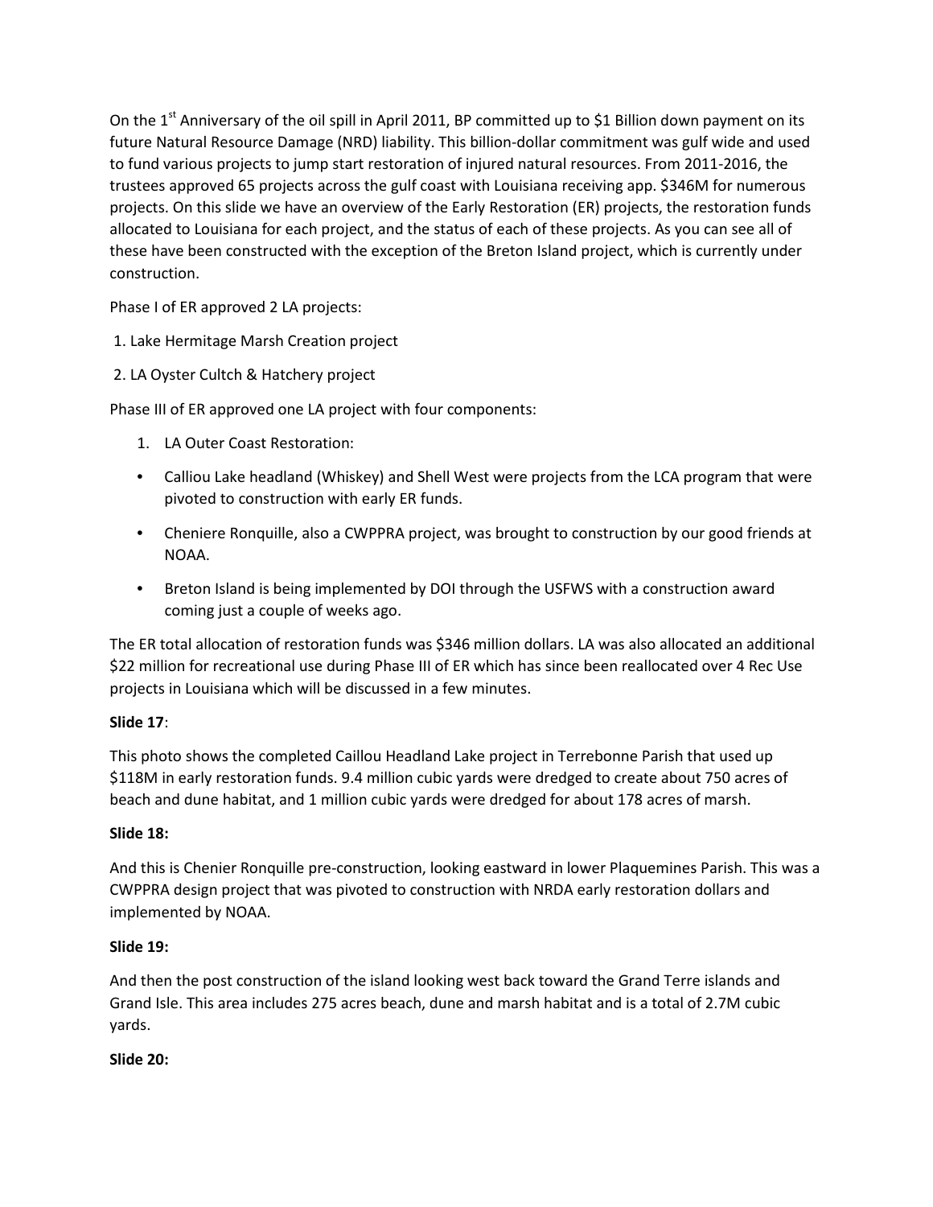On the 1st Anniversary of the oil spill in April 2011, BP committed up to $1 Billion down payment on its future Natural Resource Damage (NRD) liability. This billion-dollar commitment was gulf wide and used to fund various projects to jump start restoration of injured natural resources. From 2011-2016, the trustees approved 65 projects across the gulf coast with Louisiana receiving app. $346M for numerous projects. On this slide we have an overview of the Early Restoration (ER) projects, the restoration funds allocated to Louisiana for each project, and the status of each of these projects. As you can see all of these have been constructed with the exception of the Breton Island project, which is currently under construction.

Phase I of ER approved 2 LA projects:

1. Lake Hermitage Marsh Creation project
2. LA Oyster Cultch & Hatchery project

Phase III of ER approved one LA project with four components:

1. LA Outer Coast Restoration:

- Calliou Lake headland (Whiskey) and Shell West were projects from the LCA program that were pivoted to construction with early ER funds.
- Cheniere Ronquille, also a CWPPRA project, was brought to construction by our good friends at NOAA.
- Breton Island is being implemented by DOI through the USFWS with a construction award coming just a couple of weeks ago.

The ER total allocation of restoration funds was $346 million dollars. LA was also allocated an additional $22 million for recreational use during Phase III of ER which has since been reallocated over 4 Rec Use projects in Louisiana which will be discussed in a few minutes.

**Slide 17**:

This photo shows the completed Caillou Headland Lake project in Terrebonne Parish that used up $118M in early restoration funds. 9.4 million cubic yards were dredged to create about 750 acres of beach and dune habitat, and 1 million cubic yards were dredged for about 178 acres of marsh.

**Slide 18:**

And this is Chenier Ronquille pre-construction, looking eastward in lower Plaquemines Parish. This was a CWPPRA design project that was pivoted to construction with NRDA early restoration dollars and implemented by NOAA.

**Slide 19:**

And then the post construction of the island looking west back toward the Grand Terre islands and Grand Isle. This area includes 275 acres beach, dune and marsh habitat and is a total of 2.7M cubic yards.

**Slide 20:**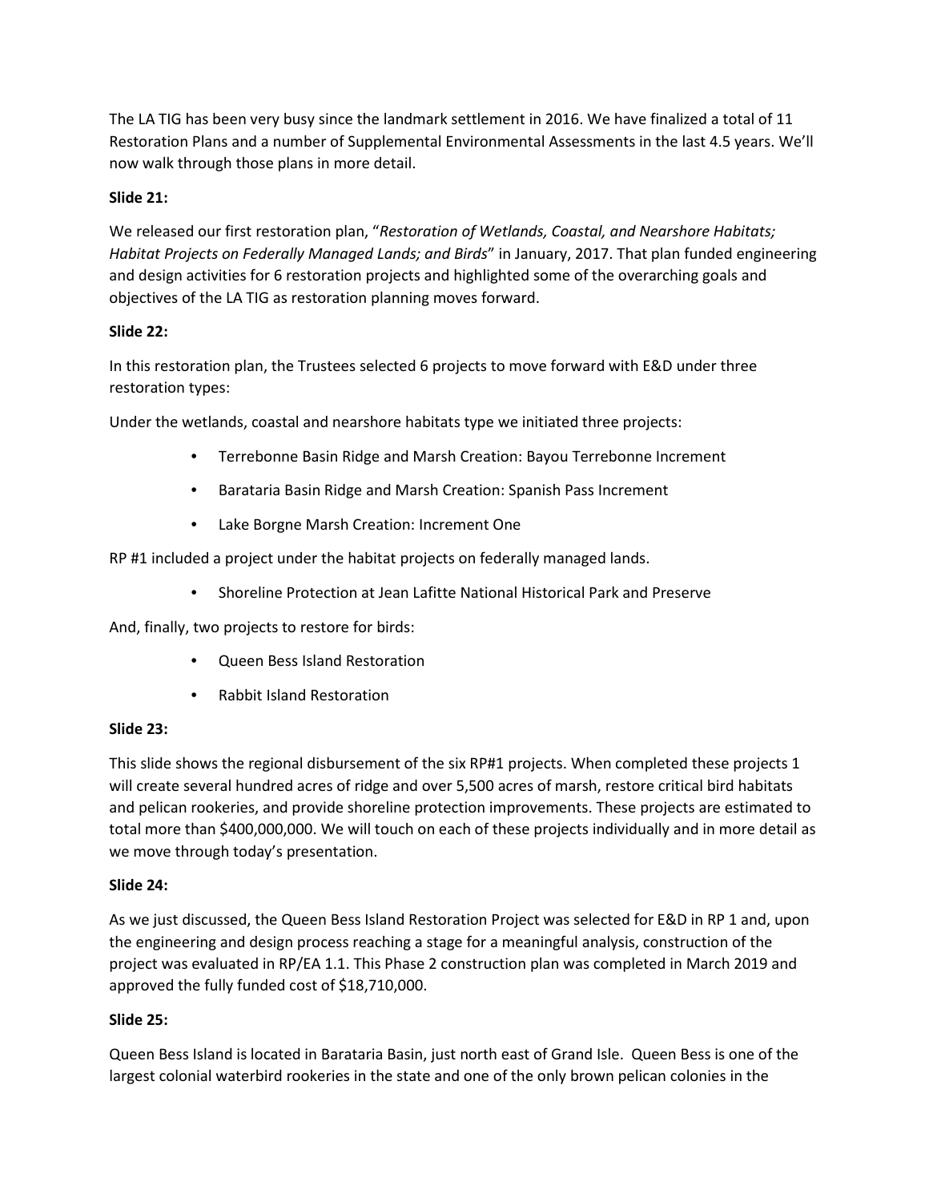The LA TIG has been very busy since the landmark settlement in 2016. We have finalized a total of 11 Restoration Plans and a number of Supplemental Environmental Assessments in the last 4.5 years. We'll now walk through those plans in more detail.

**Slide 21:**

We released our first restoration plan, "*Restoration of Wetlands, Coastal, and Nearshore Habitats; Habitat Projects on Federally Managed Lands; and Birds*" in January, 2017. That plan funded engineering and design activities for 6 restoration projects and highlighted some of the overarching goals and objectives of the LA TIG as restoration planning moves forward.

**Slide 22:**

In this restoration plan, the Trustees selected 6 projects to move forward with E&D under three restoration types:

Under the wetlands, coastal and nearshore habitats type we initiated three projects:

- Terrebonne Basin Ridge and Marsh Creation: Bayou Terrebonne Increment
- Barataria Basin Ridge and Marsh Creation: Spanish Pass Increment
- Lake Borgne Marsh Creation: Increment One

RP #1 included a project under the habitat projects on federally managed lands.

- Shoreline Protection at Jean Lafitte National Historical Park and Preserve

And, finally, two projects to restore for birds:

- Queen Bess Island Restoration
- Rabbit Island Restoration

**Slide 23:**

This slide shows the regional disbursement of the six RP#1 projects. When completed these projects 1 will create several hundred acres of ridge and over 5,500 acres of marsh, restore critical bird habitats and pelican rookeries, and provide shoreline protection improvements. These projects are estimated to total more than $400,000,000. We will touch on each of these projects individually and in more detail as we move through today's presentation.

**Slide 24:**

As we just discussed, the Queen Bess Island Restoration Project was selected for E&D in RP 1 and, upon the engineering and design process reaching a stage for a meaningful analysis, construction of the project was evaluated in RP/EA 1.1. This Phase 2 construction plan was completed in March 2019 and approved the fully funded cost of $18,710,000.

**Slide 25:**

Queen Bess Island is located in Barataria Basin, just north east of Grand Isle. Queen Bess is one of the largest colonial waterbird rookeries in the state and one of the only brown pelican colonies in the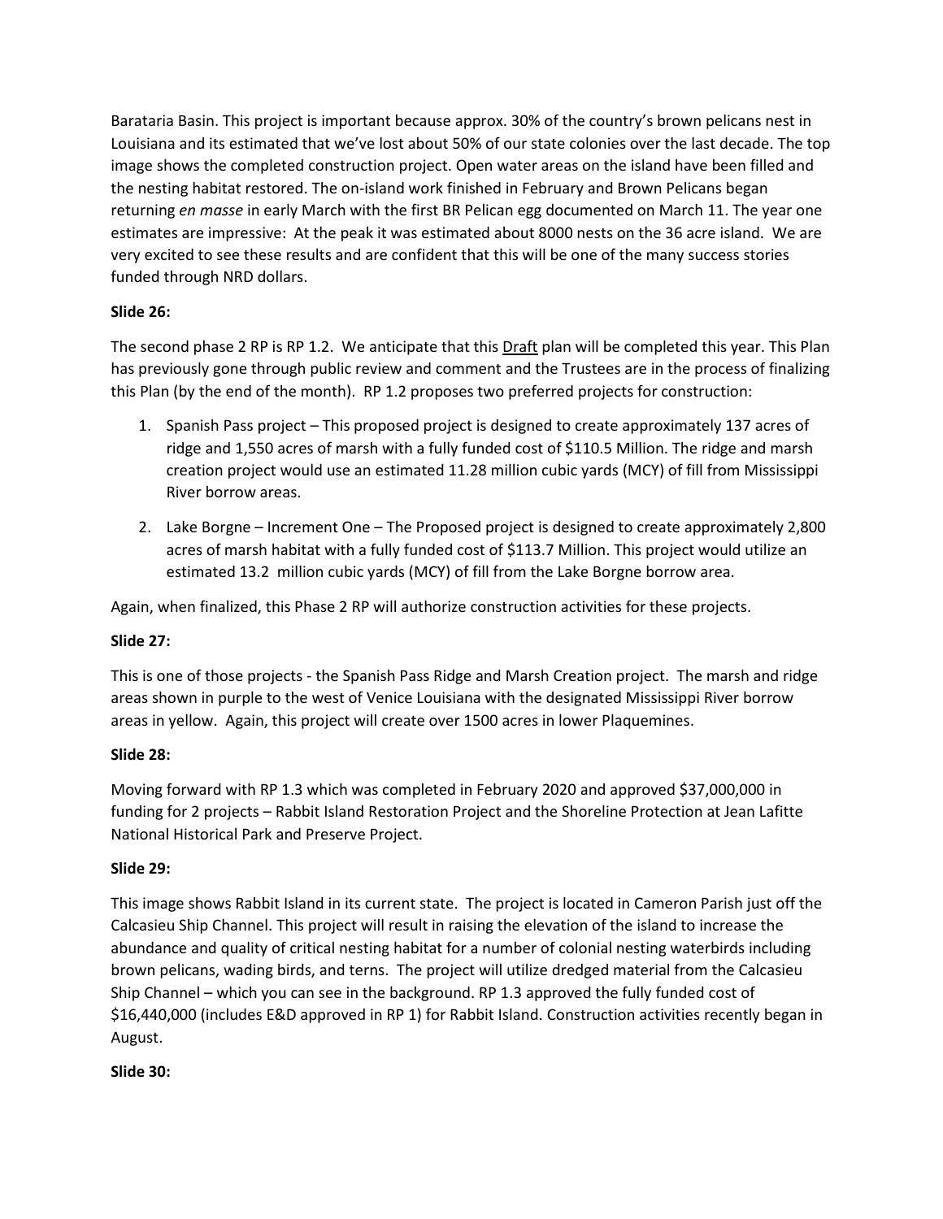Barataria Basin. This project is important because approx. 30% of the country's brown pelicans nest in Louisiana and its estimated that we've lost about 50% of our state colonies over the last decade. The top image shows the completed construction project. Open water areas on the island have been filled and the nesting habitat restored. The on-island work finished in February and Brown Pelicans began returning *en masse* in early March with the first BR Pelican egg documented on March 11. The year one estimates are impressive: At the peak it was estimated about 8000 nests on the 36 acre island. We are very excited to see these results and are confident that this will be one of the many success stories funded through NRD dollars.

**Slide 26:**

The second phase 2 RP is RP 1.2. We anticipate that this <u>Draft</u> plan will be completed this year. This Plan has previously gone through public review and comment and the Trustees are in the process of finalizing this Plan (by the end of the month). RP 1.2 proposes two preferred projects for construction:

1. Spanish Pass project – This proposed project is designed to create approximately 137 acres of ridge and 1,550 acres of marsh with a fully funded cost of $110.5 Million. The ridge and marsh creation project would use an estimated 11.28 million cubic yards (MCY) of fill from Mississippi River borrow areas.
2. Lake Borgne – Increment One – The Proposed project is designed to create approximately 2,800 acres of marsh habitat with a fully funded cost of $113.7 Million. This project would utilize an estimated 13.2 million cubic yards (MCY) of fill from the Lake Borgne borrow area.

Again, when finalized, this Phase 2 RP will authorize construction activities for these projects.

**Slide 27:**

This is one of those projects - the Spanish Pass Ridge and Marsh Creation project. The marsh and ridge areas shown in purple to the west of Venice Louisiana with the designated Mississippi River borrow areas in yellow. Again, this project will create over 1500 acres in lower Plaquemines.

**Slide 28:**

Moving forward with RP 1.3 which was completed in February 2020 and approved $37,000,000 in funding for 2 projects – Rabbit Island Restoration Project and the Shoreline Protection at Jean Lafitte National Historical Park and Preserve Project.

**Slide 29:**

This image shows Rabbit Island in its current state. The project is located in Cameron Parish just off the Calcasieu Ship Channel. This project will result in raising the elevation of the island to increase the abundance and quality of critical nesting habitat for a number of colonial nesting waterbirds including brown pelicans, wading birds, and terns. The project will utilize dredged material from the Calcasieu Ship Channel – which you can see in the background. RP 1.3 approved the fully funded cost of $16,440,000 (includes E&D approved in RP 1) for Rabbit Island. Construction activities recently began in August.

**Slide 30:**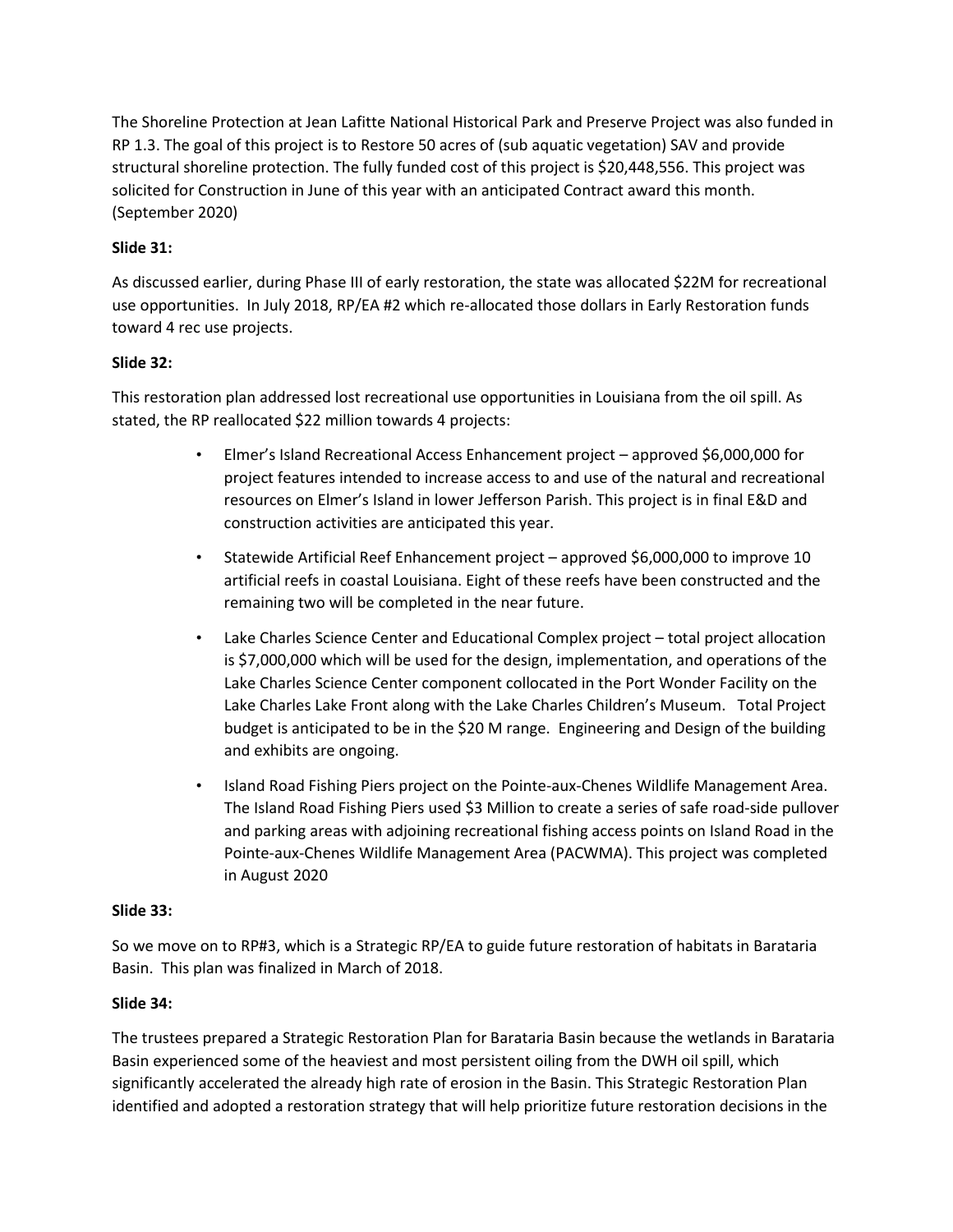The Shoreline Protection at Jean Lafitte National Historical Park and Preserve Project was also funded in RP 1.3. The goal of this project is to Restore 50 acres of (sub aquatic vegetation) SAV and provide structural shoreline protection. The fully funded cost of this project is $20,448,556. This project was solicited for Construction in June of this year with an anticipated Contract award this month. (September 2020)

**Slide 31:**

As discussed earlier, during Phase III of early restoration, the state was allocated $22M for recreational use opportunities. In July 2018, RP/EA #2 which re-allocated those dollars in Early Restoration funds toward 4 rec use projects.

**Slide 32:**

This restoration plan addressed lost recreational use opportunities in Louisiana from the oil spill. As stated, the RP reallocated $22 million towards 4 projects:

- Elmer's Island Recreational Access Enhancement project – approved $6,000,000 for project features intended to increase access to and use of the natural and recreational resources on Elmer's Island in lower Jefferson Parish. This project is in final E&D and construction activities are anticipated this year.
- Statewide Artificial Reef Enhancement project – approved $6,000,000 to improve 10 artificial reefs in coastal Louisiana. Eight of these reefs have been constructed and the remaining two will be completed in the near future.
- Lake Charles Science Center and Educational Complex project – total project allocation is $7,000,000 which will be used for the design, implementation, and operations of the Lake Charles Science Center component collocated in the Port Wonder Facility on the Lake Charles Lake Front along with the Lake Charles Children's Museum. Total Project budget is anticipated to be in the $20 M range. Engineering and Design of the building and exhibits are ongoing.
- Island Road Fishing Piers project on the Pointe-aux-Chenes Wildlife Management Area. The Island Road Fishing Piers used $3 Million to create a series of safe road-side pullover and parking areas with adjoining recreational fishing access points on Island Road in the Pointe-aux-Chenes Wildlife Management Area (PACWMA). This project was completed in August 2020

**Slide 33:**

So we move on to RP#3, which is a Strategic RP/EA to guide future restoration of habitats in Barataria Basin. This plan was finalized in March of 2018.

**Slide 34:**

The trustees prepared a Strategic Restoration Plan for Barataria Basin because the wetlands in Barataria Basin experienced some of the heaviest and most persistent oiling from the DWH oil spill, which significantly accelerated the already high rate of erosion in the Basin. This Strategic Restoration Plan identified and adopted a restoration strategy that will help prioritize future restoration decisions in the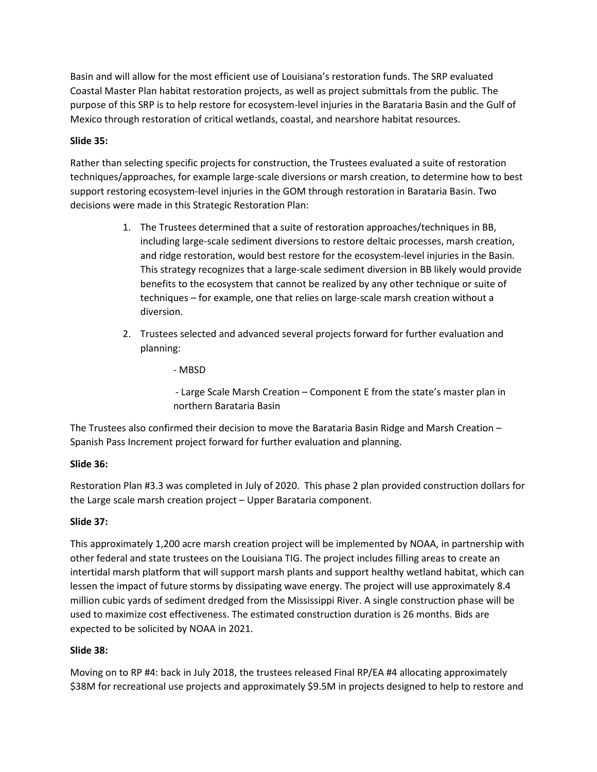Basin and will allow for the most efficient use of Louisiana's restoration funds. The SRP evaluated Coastal Master Plan habitat restoration projects, as well as project submittals from the public. The purpose of this SRP is to help restore for ecosystem-level injuries in the Barataria Basin and the Gulf of Mexico through restoration of critical wetlands, coastal, and nearshore habitat resources.

**Slide 35:**

Rather than selecting specific projects for construction, the Trustees evaluated a suite of restoration techniques/approaches, for example large-scale diversions or marsh creation, to determine how to best support restoring ecosystem-level injuries in the GOM through restoration in Barataria Basin. Two decisions were made in this Strategic Restoration Plan:

1. The Trustees determined that a suite of restoration approaches/techniques in BB, including large-scale sediment diversions to restore deltaic processes, marsh creation, and ridge restoration, would best restore for the ecosystem-level injuries in the Basin. This strategy recognizes that a large-scale sediment diversion in BB likely would provide benefits to the ecosystem that cannot be realized by any other technique or suite of techniques – for example, one that relies on large-scale marsh creation without a diversion.
2. Trustees selected and advanced several projects forward for further evaluation and planning:

   - MBSD

   - Large Scale Marsh Creation – Component E from the state's master plan in northern Barataria Basin

The Trustees also confirmed their decision to move the Barataria Basin Ridge and Marsh Creation – Spanish Pass Increment project forward for further evaluation and planning.

**Slide 36:**

Restoration Plan #3.3 was completed in July of 2020. This phase 2 plan provided construction dollars for the Large scale marsh creation project – Upper Barataria component.

**Slide 37:**

This approximately 1,200 acre marsh creation project will be implemented by NOAA, in partnership with other federal and state trustees on the Louisiana TIG. The project includes filling areas to create an intertidal marsh platform that will support marsh plants and support healthy wetland habitat, which can lessen the impact of future storms by dissipating wave energy. The project will use approximately 8.4 million cubic yards of sediment dredged from the Mississippi River. A single construction phase will be used to maximize cost effectiveness. The estimated construction duration is 26 months. Bids are expected to be solicited by NOAA in 2021.

**Slide 38:**

Moving on to RP #4: back in July 2018, the trustees released Final RP/EA #4 allocating approximately $38M for recreational use projects and approximately $9.5M in projects designed to help to restore and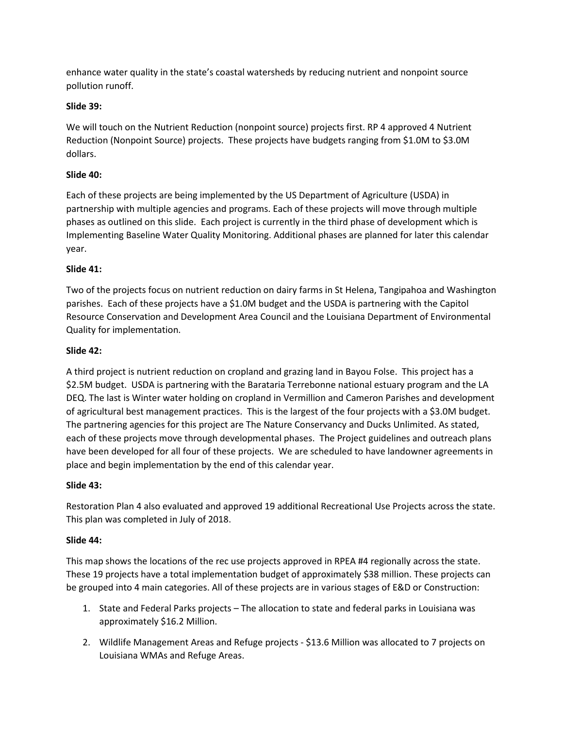enhance water quality in the state's coastal watersheds by reducing nutrient and nonpoint source pollution runoff.

**Slide 39:**

We will touch on the Nutrient Reduction (nonpoint source) projects first. RP 4 approved 4 Nutrient Reduction (Nonpoint Source) projects. These projects have budgets ranging from $1.0M to $3.0M dollars.

**Slide 40:**

Each of these projects are being implemented by the US Department of Agriculture (USDA) in partnership with multiple agencies and programs. Each of these projects will move through multiple phases as outlined on this slide. Each project is currently in the third phase of development which is Implementing Baseline Water Quality Monitoring. Additional phases are planned for later this calendar year.

**Slide 41:**

Two of the projects focus on nutrient reduction on dairy farms in St Helena, Tangipahoa and Washington parishes. Each of these projects have a $1.0M budget and the USDA is partnering with the Capitol Resource Conservation and Development Area Council and the Louisiana Department of Environmental Quality for implementation.

**Slide 42:**

A third project is nutrient reduction on cropland and grazing land in Bayou Folse. This project has a $2.5M budget. USDA is partnering with the Barataria Terrebonne national estuary program and the LA DEQ. The last is Winter water holding on cropland in Vermillion and Cameron Parishes and development of agricultural best management practices. This is the largest of the four projects with a $3.0M budget. The partnering agencies for this project are The Nature Conservancy and Ducks Unlimited. As stated, each of these projects move through developmental phases. The Project guidelines and outreach plans have been developed for all four of these projects. We are scheduled to have landowner agreements in place and begin implementation by the end of this calendar year.

**Slide 43:**

Restoration Plan 4 also evaluated and approved 19 additional Recreational Use Projects across the state. This plan was completed in July of 2018.

**Slide 44:**

This map shows the locations of the rec use projects approved in RPEA #4 regionally across the state. These 19 projects have a total implementation budget of approximately $38 million. These projects can be grouped into 4 main categories. All of these projects are in various stages of E&D or Construction:

1. State and Federal Parks projects – The allocation to state and federal parks in Louisiana was approximately $16.2 Million.
2. Wildlife Management Areas and Refuge projects - $13.6 Million was allocated to 7 projects on Louisiana WMAs and Refuge Areas.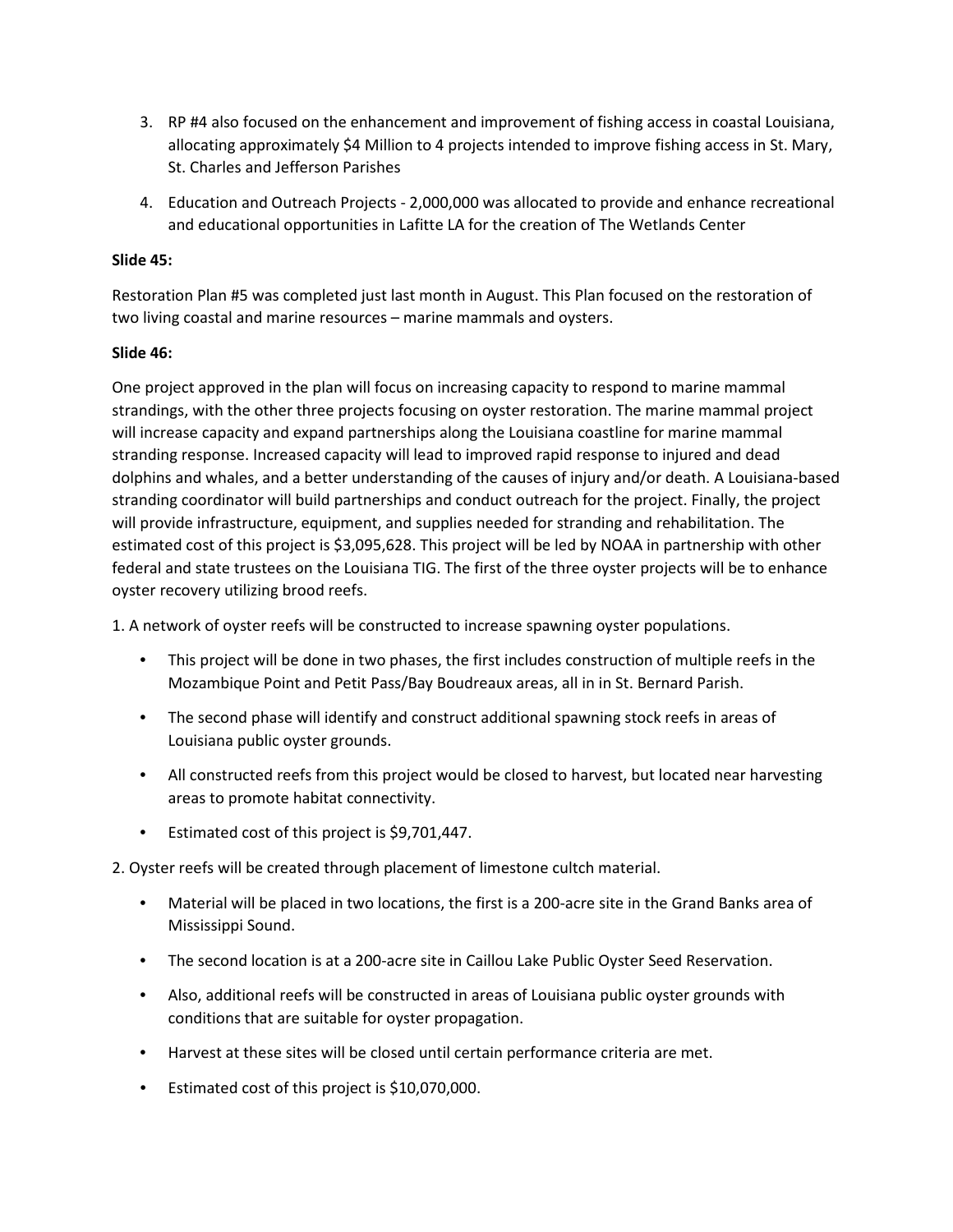3. RP #4 also focused on the enhancement and improvement of fishing access in coastal Louisiana, allocating approximately $4 Million to 4 projects intended to improve fishing access in St. Mary, St. Charles and Jefferson Parishes

4. Education and Outreach Projects - 2,000,000 was allocated to provide and enhance recreational and educational opportunities in Lafitte LA for the creation of The Wetlands Center

**Slide 45:**

Restoration Plan #5 was completed just last month in August. This Plan focused on the restoration of two living coastal and marine resources – marine mammals and oysters.

**Slide 46:**

One project approved in the plan will focus on increasing capacity to respond to marine mammal strandings, with the other three projects focusing on oyster restoration. The marine mammal project will increase capacity and expand partnerships along the Louisiana coastline for marine mammal stranding response. Increased capacity will lead to improved rapid response to injured and dead dolphins and whales, and a better understanding of the causes of injury and/or death. A Louisiana-based stranding coordinator will build partnerships and conduct outreach for the project. Finally, the project will provide infrastructure, equipment, and supplies needed for stranding and rehabilitation. The estimated cost of this project is $3,095,628. This project will be led by NOAA in partnership with other federal and state trustees on the Louisiana TIG. The first of the three oyster projects will be to enhance oyster recovery utilizing brood reefs.

1. A network of oyster reefs will be constructed to increase spawning oyster populations.

- This project will be done in two phases, the first includes construction of multiple reefs in the Mozambique Point and Petit Pass/Bay Boudreaux areas, all in in St. Bernard Parish.
- The second phase will identify and construct additional spawning stock reefs in areas of Louisiana public oyster grounds.
- All constructed reefs from this project would be closed to harvest, but located near harvesting areas to promote habitat connectivity.
- Estimated cost of this project is $9,701,447.

2. Oyster reefs will be created through placement of limestone cultch material.

- Material will be placed in two locations, the first is a 200-acre site in the Grand Banks area of Mississippi Sound.
- The second location is at a 200-acre site in Caillou Lake Public Oyster Seed Reservation.
- Also, additional reefs will be constructed in areas of Louisiana public oyster grounds with conditions that are suitable for oyster propagation.
- Harvest at these sites will be closed until certain performance criteria are met.
- Estimated cost of this project is $10,070,000.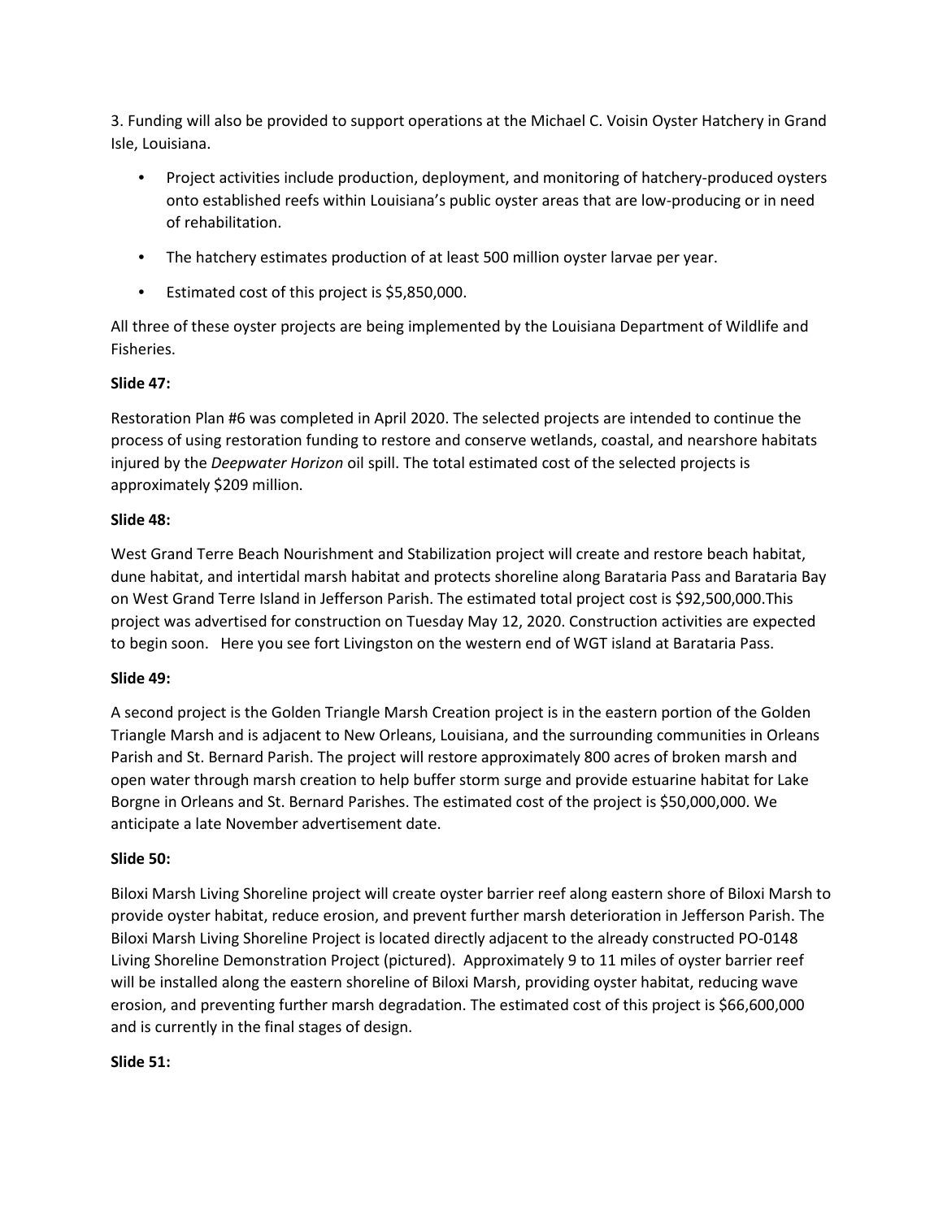3. Funding will also be provided to support operations at the Michael C. Voisin Oyster Hatchery in Grand Isle, Louisiana.

- Project activities include production, deployment, and monitoring of hatchery-produced oysters onto established reefs within Louisiana's public oyster areas that are low-producing or in need of rehabilitation.
- The hatchery estimates production of at least 500 million oyster larvae per year.
- Estimated cost of this project is $5,850,000.

All three of these oyster projects are being implemented by the Louisiana Department of Wildlife and Fisheries.

**Slide 47:**

Restoration Plan #6 was completed in April 2020. The selected projects are intended to continue the process of using restoration funding to restore and conserve wetlands, coastal, and nearshore habitats injured by the *Deepwater Horizon* oil spill. The total estimated cost of the selected projects is approximately $209 million.

**Slide 48:**

West Grand Terre Beach Nourishment and Stabilization project will create and restore beach habitat, dune habitat, and intertidal marsh habitat and protects shoreline along Barataria Pass and Barataria Bay on West Grand Terre Island in Jefferson Parish. The estimated total project cost is $92,500,000.This project was advertised for construction on Tuesday May 12, 2020. Construction activities are expected to begin soon. Here you see fort Livingston on the western end of WGT island at Barataria Pass.

**Slide 49:**

A second project is the Golden Triangle Marsh Creation project is in the eastern portion of the Golden Triangle Marsh and is adjacent to New Orleans, Louisiana, and the surrounding communities in Orleans Parish and St. Bernard Parish. The project will restore approximately 800 acres of broken marsh and open water through marsh creation to help buffer storm surge and provide estuarine habitat for Lake Borgne in Orleans and St. Bernard Parishes. The estimated cost of the project is $50,000,000. We anticipate a late November advertisement date.

**Slide 50:**

Biloxi Marsh Living Shoreline project will create oyster barrier reef along eastern shore of Biloxi Marsh to provide oyster habitat, reduce erosion, and prevent further marsh deterioration in Jefferson Parish. The Biloxi Marsh Living Shoreline Project is located directly adjacent to the already constructed PO-0148 Living Shoreline Demonstration Project (pictured). Approximately 9 to 11 miles of oyster barrier reef will be installed along the eastern shoreline of Biloxi Marsh, providing oyster habitat, reducing wave erosion, and preventing further marsh degradation. The estimated cost of this project is $66,600,000 and is currently in the final stages of design.

**Slide 51:**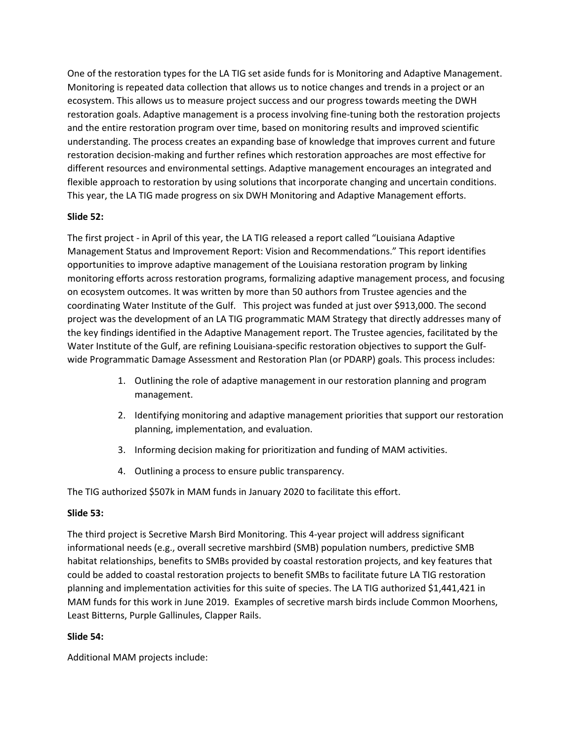One of the restoration types for the LA TIG set aside funds for is Monitoring and Adaptive Management. Monitoring is repeated data collection that allows us to notice changes and trends in a project or an ecosystem. This allows us to measure project success and our progress towards meeting the DWH restoration goals. Adaptive management is a process involving fine-tuning both the restoration projects and the entire restoration program over time, based on monitoring results and improved scientific understanding. The process creates an expanding base of knowledge that improves current and future restoration decision-making and further refines which restoration approaches are most effective for different resources and environmental settings. Adaptive management encourages an integrated and flexible approach to restoration by using solutions that incorporate changing and uncertain conditions. This year, the LA TIG made progress on six DWH Monitoring and Adaptive Management efforts.

**Slide 52:**

The first project - in April of this year, the LA TIG released a report called "Louisiana Adaptive Management Status and Improvement Report: Vision and Recommendations." This report identifies opportunities to improve adaptive management of the Louisiana restoration program by linking monitoring efforts across restoration programs, formalizing adaptive management process, and focusing on ecosystem outcomes. It was written by more than 50 authors from Trustee agencies and the coordinating Water Institute of the Gulf. This project was funded at just over $913,000. The second project was the development of an LA TIG programmatic MAM Strategy that directly addresses many of the key findings identified in the Adaptive Management report. The Trustee agencies, facilitated by the Water Institute of the Gulf, are refining Louisiana-specific restoration objectives to support the Gulf-wide Programmatic Damage Assessment and Restoration Plan (or PDARP) goals. This process includes:

1. Outlining the role of adaptive management in our restoration planning and program management.
2. Identifying monitoring and adaptive management priorities that support our restoration planning, implementation, and evaluation.
3. Informing decision making for prioritization and funding of MAM activities.
4. Outlining a process to ensure public transparency.

The TIG authorized $507k in MAM funds in January 2020 to facilitate this effort.

**Slide 53:**

The third project is Secretive Marsh Bird Monitoring. This 4-year project will address significant informational needs (e.g., overall secretive marshbird (SMB) population numbers, predictive SMB habitat relationships, benefits to SMBs provided by coastal restoration projects, and key features that could be added to coastal restoration projects to benefit SMBs to facilitate future LA TIG restoration planning and implementation activities for this suite of species. The LA TIG authorized $1,441,421 in MAM funds for this work in June 2019. Examples of secretive marsh birds include Common Moorhens, Least Bitterns, Purple Gallinules, Clapper Rails.

**Slide 54:**

Additional MAM projects include: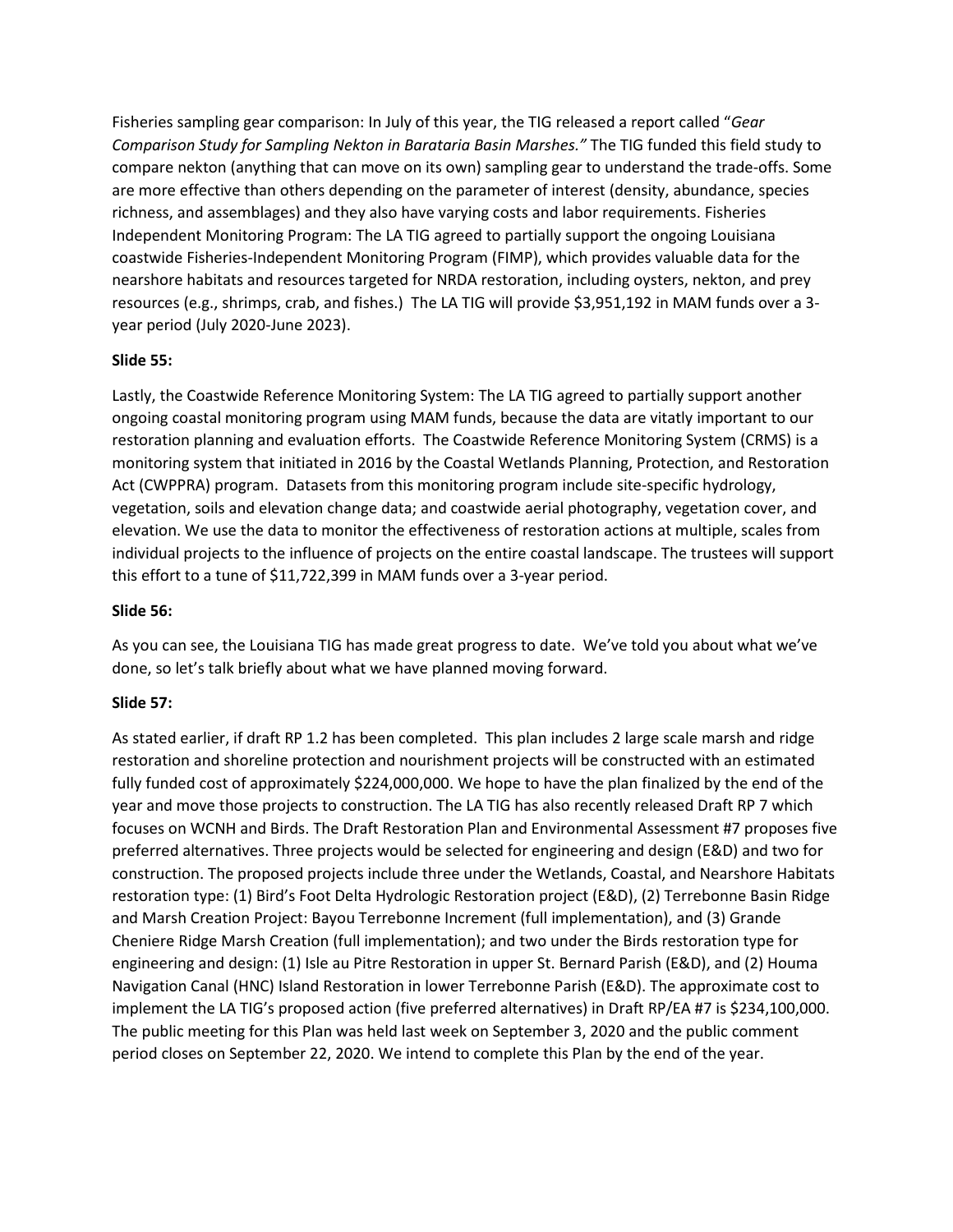Fisheries sampling gear comparison: In July of this year, the TIG released a report called "*Gear Comparison Study for Sampling Nekton in Barataria Basin Marshes."* The TIG funded this field study to compare nekton (anything that can move on its own) sampling gear to understand the trade-offs. Some are more effective than others depending on the parameter of interest (density, abundance, species richness, and assemblages) and they also have varying costs and labor requirements. Fisheries Independent Monitoring Program: The LA TIG agreed to partially support the ongoing Louisiana coastwide Fisheries-Independent Monitoring Program (FIMP), which provides valuable data for the nearshore habitats and resources targeted for NRDA restoration, including oysters, nekton, and prey resources (e.g., shrimps, crab, and fishes.) The LA TIG will provide $3,951,192 in MAM funds over a 3-year period (July 2020-June 2023).

**Slide 55:**

Lastly, the Coastwide Reference Monitoring System: The LA TIG agreed to partially support another ongoing coastal monitoring program using MAM funds, because the data are vitally important to our restoration planning and evaluation efforts. The Coastwide Reference Monitoring System (CRMS) is a monitoring system that initiated in 2016 by the Coastal Wetlands Planning, Protection, and Restoration Act (CWPPRA) program. Datasets from this monitoring program include site-specific hydrology, vegetation, soils and elevation change data; and coastwide aerial photography, vegetation cover, and elevation. We use the data to monitor the effectiveness of restoration actions at multiple, scales from individual projects to the influence of projects on the entire coastal landscape. The trustees will support this effort to a tune of $11,722,399 in MAM funds over a 3-year period.

**Slide 56:**

As you can see, the Louisiana TIG has made great progress to date. We've told you about what we've done, so let's talk briefly about what we have planned moving forward.

**Slide 57:**

As stated earlier, if draft RP 1.2 has been completed. This plan includes 2 large scale marsh and ridge restoration and shoreline protection and nourishment projects will be constructed with an estimated fully funded cost of approximately $224,000,000. We hope to have the plan finalized by the end of the year and move those projects to construction. The LA TIG has also recently released Draft RP 7 which focuses on WCNH and Birds. The Draft Restoration Plan and Environmental Assessment #7 proposes five preferred alternatives. Three projects would be selected for engineering and design (E&D) and two for construction. The proposed projects include three under the Wetlands, Coastal, and Nearshore Habitats restoration type: (1) Bird's Foot Delta Hydrologic Restoration project (E&D), (2) Terrebonne Basin Ridge and Marsh Creation Project: Bayou Terrebonne Increment (full implementation), and (3) Grande Cheniere Ridge Marsh Creation (full implementation); and two under the Birds restoration type for engineering and design: (1) Isle au Pitre Restoration in upper St. Bernard Parish (E&D), and (2) Houma Navigation Canal (HNC) Island Restoration in lower Terrebonne Parish (E&D). The approximate cost to implement the LA TIG's proposed action (five preferred alternatives) in Draft RP/EA #7 is $234,100,000. The public meeting for this Plan was held last week on September 3, 2020 and the public comment period closes on September 22, 2020. We intend to complete this Plan by the end of the year.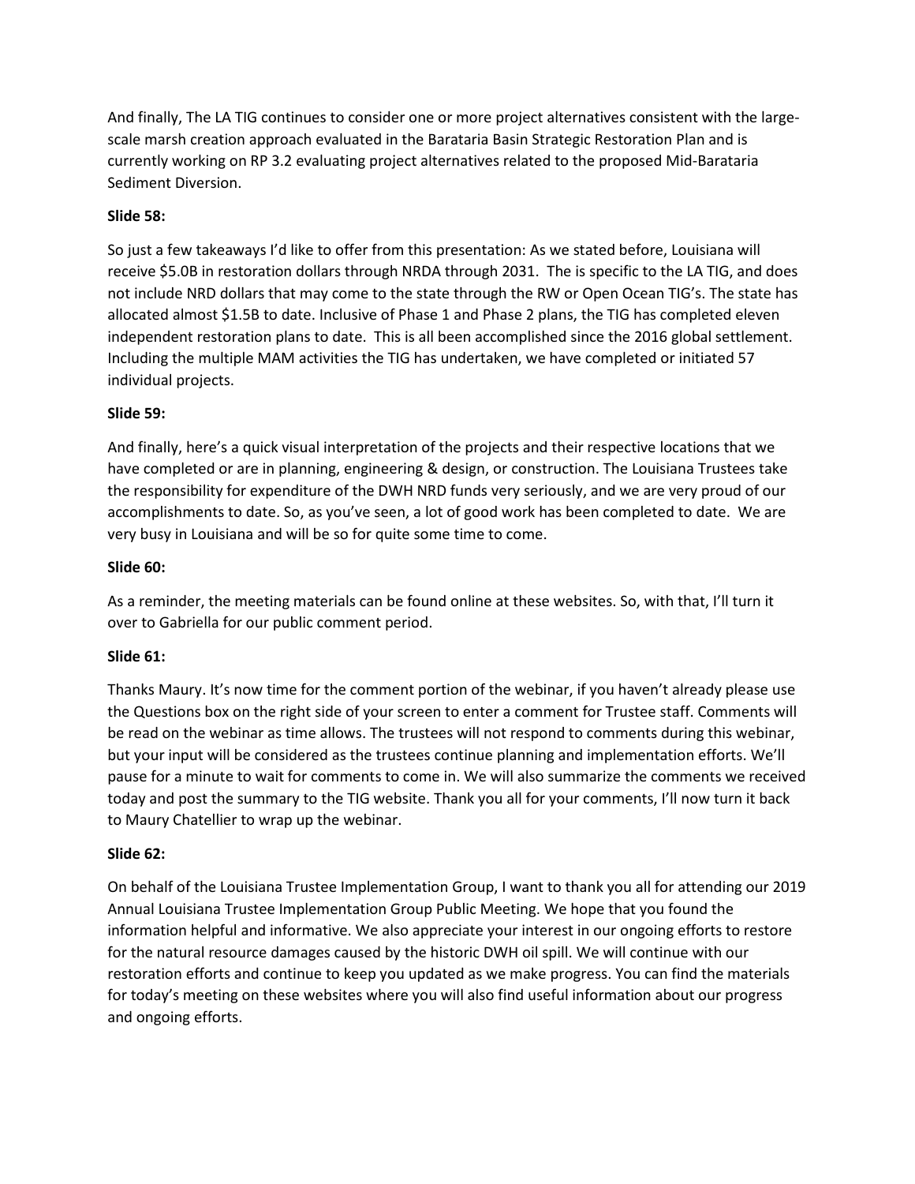And finally, The LA TIG continues to consider one or more project alternatives consistent with the large-scale marsh creation approach evaluated in the Barataria Basin Strategic Restoration Plan and is currently working on RP 3.2 evaluating project alternatives related to the proposed Mid-Barataria Sediment Diversion.

**Slide 58:**

So just a few takeaways I'd like to offer from this presentation: As we stated before, Louisiana will receive $5.0B in restoration dollars through NRDA through 2031. The is specific to the LA TIG, and does not include NRD dollars that may come to the state through the RW or Open Ocean TIG's. The state has allocated almost $1.5B to date. Inclusive of Phase 1 and Phase 2 plans, the TIG has completed eleven independent restoration plans to date. This is all been accomplished since the 2016 global settlement. Including the multiple MAM activities the TIG has undertaken, we have completed or initiated 57 individual projects.

**Slide 59:**

And finally, here's a quick visual interpretation of the projects and their respective locations that we have completed or are in planning, engineering & design, or construction. The Louisiana Trustees take the responsibility for expenditure of the DWH NRD funds very seriously, and we are very proud of our accomplishments to date. So, as you've seen, a lot of good work has been completed to date. We are very busy in Louisiana and will be so for quite some time to come.

**Slide 60:**

As a reminder, the meeting materials can be found online at these websites. So, with that, I'll turn it over to Gabriella for our public comment period.

**Slide 61:**

Thanks Maury. It's now time for the comment portion of the webinar, if you haven't already please use the Questions box on the right side of your screen to enter a comment for Trustee staff. Comments will be read on the webinar as time allows. The trustees will not respond to comments during this webinar, but your input will be considered as the trustees continue planning and implementation efforts. We'll pause for a minute to wait for comments to come in. We will also summarize the comments we received today and post the summary to the TIG website. Thank you all for your comments, I'll now turn it back to Maury Chatellier to wrap up the webinar.

**Slide 62:**

On behalf of the Louisiana Trustee Implementation Group, I want to thank you all for attending our 2019 Annual Louisiana Trustee Implementation Group Public Meeting. We hope that you found the information helpful and informative. We also appreciate your interest in our ongoing efforts to restore for the natural resource damages caused by the historic DWH oil spill. We will continue with our restoration efforts and continue to keep you updated as we make progress. You can find the materials for today's meeting on these websites where you will also find useful information about our progress and ongoing efforts.